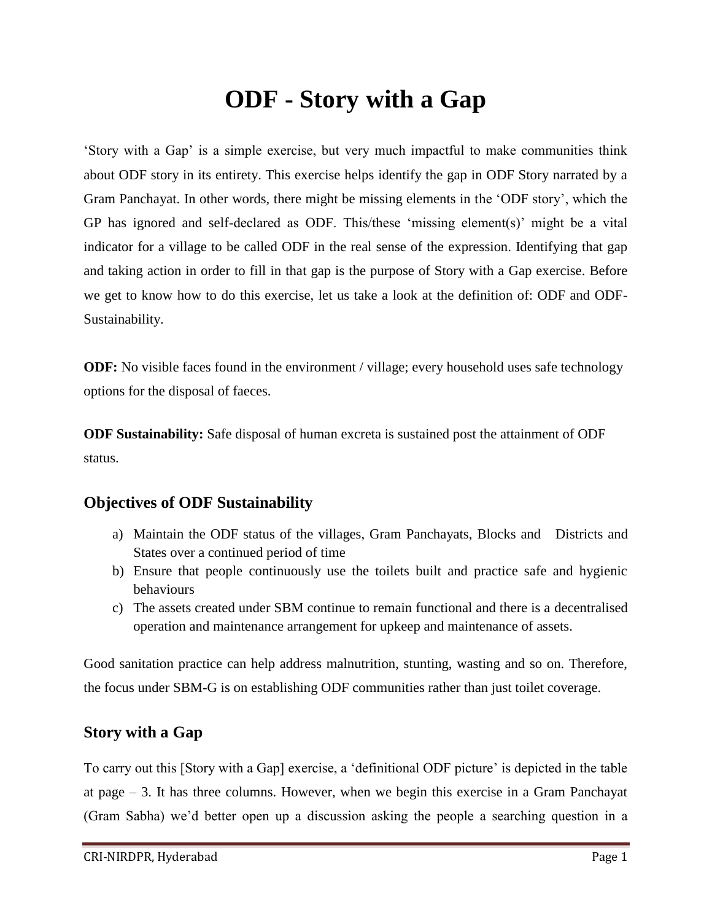# ODF - Story with a Gap

'Story with a Gap' is a simple exercise, but very much impactful to make communities think about ODF story in its entirety. This exercise helps identify the gap in ODF Story narrated by a Gram Panchayat. In other words, there might be missing elements in the 'ODF story', which the GP has ignored and self-declared as ODF. This/these 'missing element(s)' might be a vital indicator for a village to be called ODF in the real sense of the expression. Identifying that gap and taking action in order to fill in that gap is the purpose of Story with a Gap exercise. Before we get to know how to do this exercise, let us take a look at the definition of: ODF and ODF-Sustainability.

**ODF:** No visible faces found in the environment / village; every household uses safe technology options for the disposal of faeces.

**ODF Sustainability:** Safe disposal of human excreta is sustained post the attainment of ODF status.

## Objectives of ODF Sustainability

a) Maintain the ODF status of the villages, Gram Panchayats, Blocks and Districts and States over a continued period of time
b) Ensure that people continuously use the toilets built and practice safe and hygienic behaviours
c) The assets created under SBM continue to remain functional and there is a decentralised operation and maintenance arrangement for upkeep and maintenance of assets.

Good sanitation practice can help address malnutrition, stunting, wasting and so on. Therefore, the focus under SBM-G is on establishing ODF communities rather than just toilet coverage.

## Story with a Gap

To carry out this [Story with a Gap] exercise, a 'definitional ODF picture' is depicted in the table at page – 3. It has three columns. However, when we begin this exercise in a Gram Panchayat (Gram Sabha) we'd better open up a discussion asking the people a searching question in a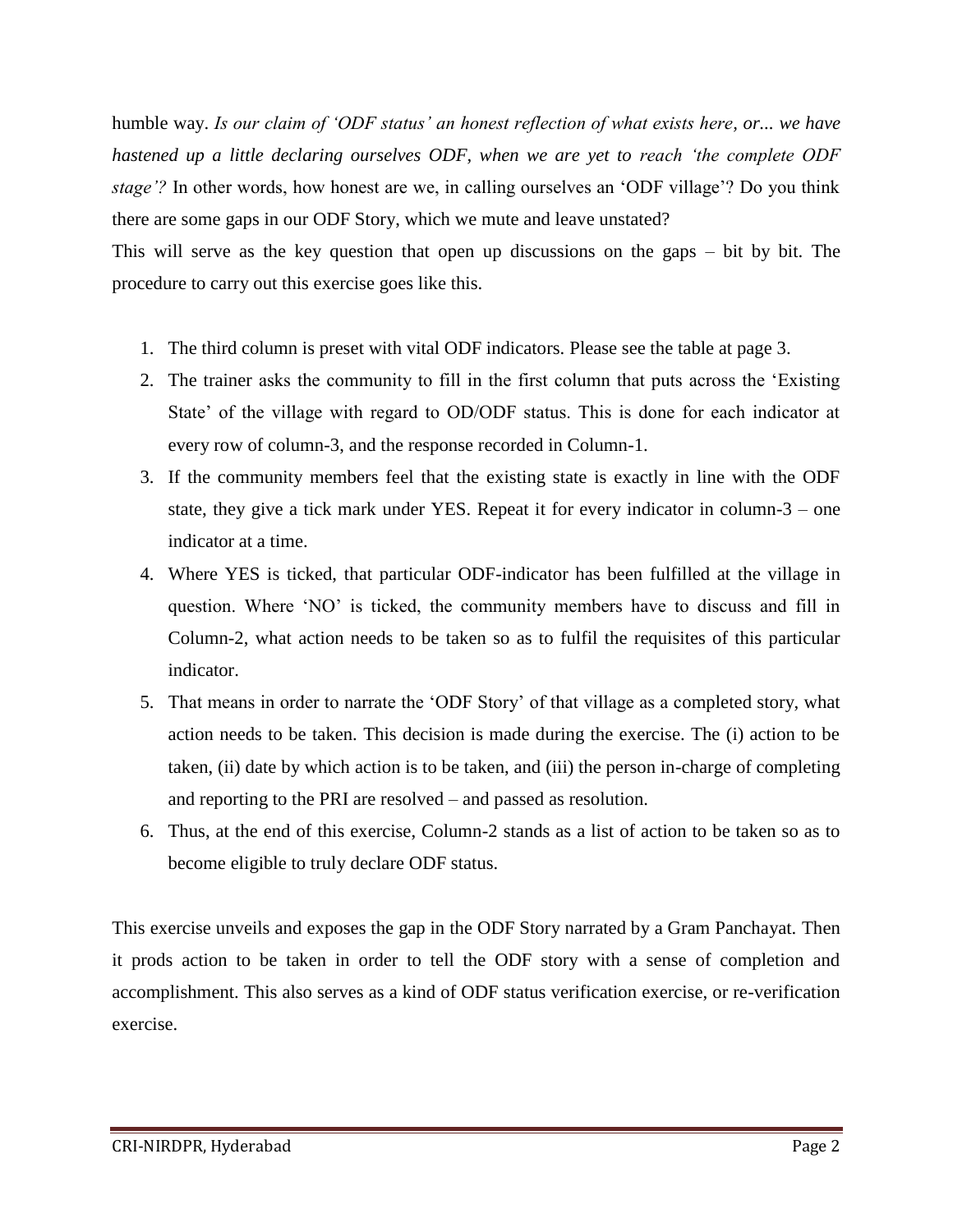humble way. *Is our claim of 'ODF status' an honest reflection of what exists here, or... we have hastened up a little declaring ourselves ODF, when we are yet to reach 'the complete ODF stage'?* In other words, how honest are we, in calling ourselves an 'ODF village'? Do you think there are some gaps in our ODF Story, which we mute and leave unstated?

This will serve as the key question that open up discussions on the gaps – bit by bit. The procedure to carry out this exercise goes like this.

1. The third column is preset with vital ODF indicators. Please see the table at page 3.
2. The trainer asks the community to fill in the first column that puts across the 'Existing State' of the village with regard to OD/ODF status. This is done for each indicator at every row of column-3, and the response recorded in Column-1.
3. If the community members feel that the existing state is exactly in line with the ODF state, they give a tick mark under YES. Repeat it for every indicator in column-3 – one indicator at a time.
4. Where YES is ticked, that particular ODF-indicator has been fulfilled at the village in question. Where 'NO' is ticked, the community members have to discuss and fill in Column-2, what action needs to be taken so as to fulfil the requisites of this particular indicator.
5. That means in order to narrate the 'ODF Story' of that village as a completed story, what action needs to be taken. This decision is made during the exercise. The (i) action to be taken, (ii) date by which action is to be taken, and (iii) the person in-charge of completing and reporting to the PRI are resolved – and passed as resolution.
6. Thus, at the end of this exercise, Column-2 stands as a list of action to be taken so as to become eligible to truly declare ODF status.

This exercise unveils and exposes the gap in the ODF Story narrated by a Gram Panchayat. Then it prods action to be taken in order to tell the ODF story with a sense of completion and accomplishment. This also serves as a kind of ODF status verification exercise, or re-verification exercise.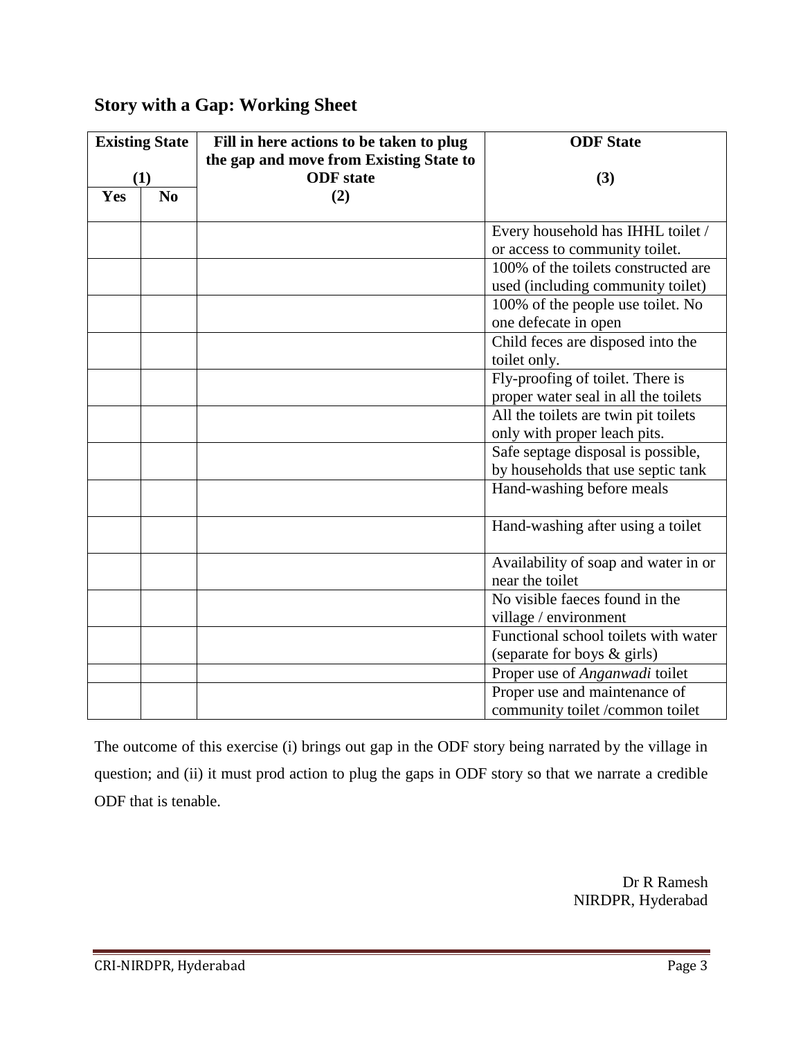## Story with a Gap: Working Sheet

| Existing State (1) | | Fill in here actions to be taken to plug the gap and move from Existing State to ODF state (2) | ODF State (3) |
|---|---|---|---|
| Yes | No | | |
| | | | Every household has IHHL toilet / or access to community toilet. |
| | | | 100% of the toilets constructed are used (including community toilet) |
| | | | 100% of the people use toilet. No one defecate in open |
| | | | Child feces are disposed into the toilet only. |
| | | | Fly-proofing of toilet. There is proper water seal in all the toilets |
| | | | All the toilets are twin pit toilets only with proper leach pits. |
| | | | Safe septage disposal is possible, by households that use septic tank |
| | | | Hand-washing before meals |
| | | | Hand-washing after using a toilet |
| | | | Availability of soap and water in or near the toilet |
| | | | No visible faeces found in the village / environment |
| | | | Functional school toilets with water (separate for boys & girls) |
| | | | Proper use of *Anganwadi* toilet |
| | | | Proper use and maintenance of community toilet /common toilet |

The outcome of this exercise (i) brings out gap in the ODF story being narrated by the village in question; and (ii) it must prod action to plug the gaps in ODF story so that we narrate a credible ODF that is tenable.

Dr R Ramesh
NIRDPR, Hyderabad